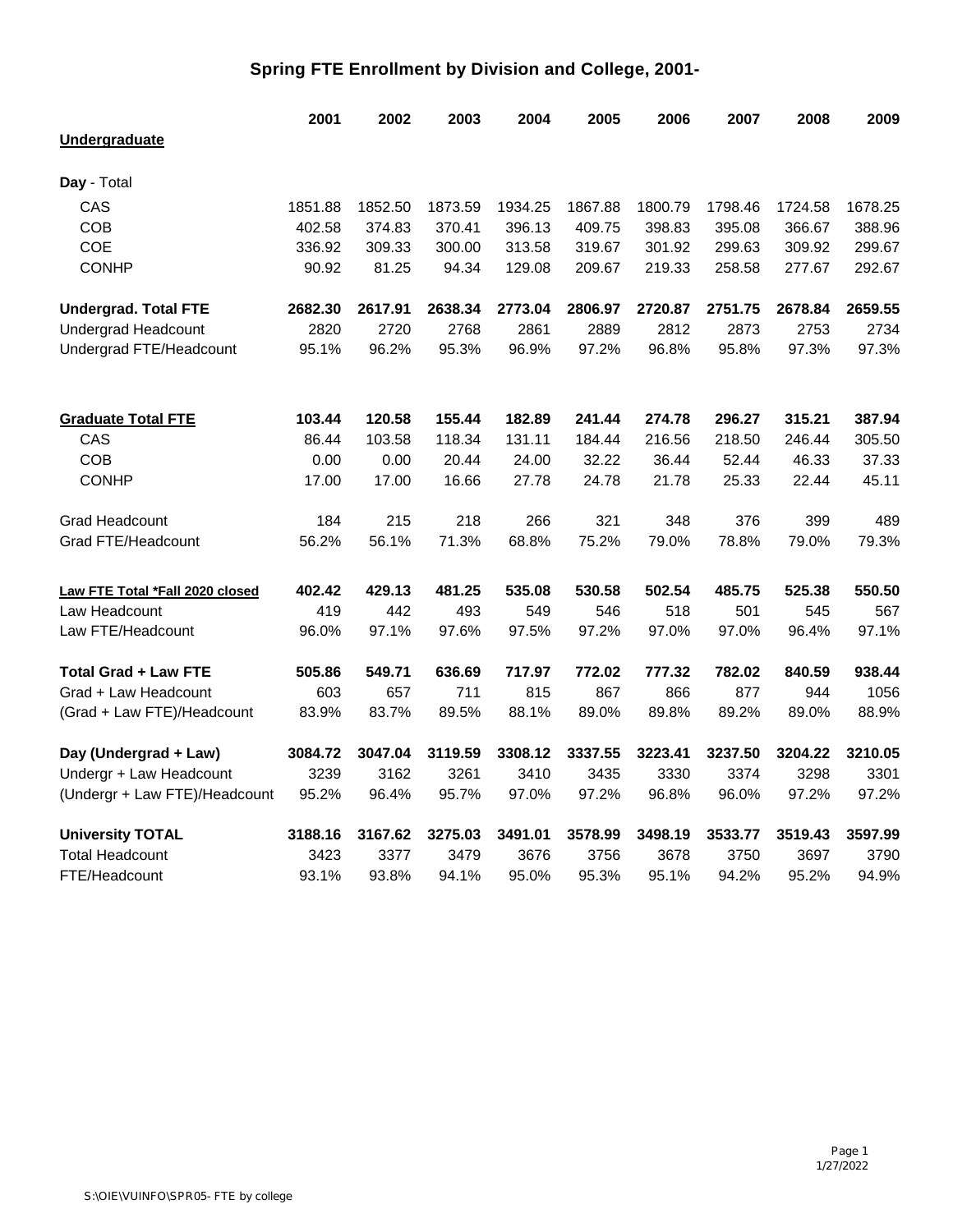# Spring FTE Enrollment by Division and College, 2001-

| | 2001 | 2002 | 2003 | 2004 | 2005 | 2006 | 2007 | 2008 | 2009 |
|---|---|---|---|---|---|---|---|---|---|
| **Undergraduate** | | | | | | | | | |
| **Day** - Total | | | | | | | | | |
| CAS | 1851.88 | 1852.50 | 1873.59 | 1934.25 | 1867.88 | 1800.79 | 1798.46 | 1724.58 | 1678.25 |
| COB | 402.58 | 374.83 | 370.41 | 396.13 | 409.75 | 398.83 | 395.08 | 366.67 | 388.96 |
| COE | 336.92 | 309.33 | 300.00 | 313.58 | 319.67 | 301.92 | 299.63 | 309.92 | 299.67 |
| CONHP | 90.92 | 81.25 | 94.34 | 129.08 | 209.67 | 219.33 | 258.58 | 277.67 | 292.67 |
| **Undergrad. Total FTE** | **2682.30** | **2617.91** | **2638.34** | **2773.04** | **2806.97** | **2720.87** | **2751.75** | **2678.84** | **2659.55** |
| Undergrad Headcount | 2820 | 2720 | 2768 | 2861 | 2889 | 2812 | 2873 | 2753 | 2734 |
| Undergrad FTE/Headcount | 95.1% | 96.2% | 95.3% | 96.9% | 97.2% | 96.8% | 95.8% | 97.3% | 97.3% |
| **Graduate Total FTE** | **103.44** | **120.58** | **155.44** | **182.89** | **241.44** | **274.78** | **296.27** | **315.21** | **387.94** |
| CAS | 86.44 | 103.58 | 118.34 | 131.11 | 184.44 | 216.56 | 218.50 | 246.44 | 305.50 |
| COB | 0.00 | 0.00 | 20.44 | 24.00 | 32.22 | 36.44 | 52.44 | 46.33 | 37.33 |
| CONHP | 17.00 | 17.00 | 16.66 | 27.78 | 24.78 | 21.78 | 25.33 | 22.44 | 45.11 |
| Grad Headcount | 184 | 215 | 218 | 266 | 321 | 348 | 376 | 399 | 489 |
| Grad FTE/Headcount | 56.2% | 56.1% | 71.3% | 68.8% | 75.2% | 79.0% | 78.8% | 79.0% | 79.3% |
| **Law FTE Total *Fall 2020 closed** | **402.42** | **429.13** | **481.25** | **535.08** | **530.58** | **502.54** | **485.75** | **525.38** | **550.50** |
| Law Headcount | 419 | 442 | 493 | 549 | 546 | 518 | 501 | 545 | 567 |
| Law FTE/Headcount | 96.0% | 97.1% | 97.6% | 97.5% | 97.2% | 97.0% | 97.0% | 96.4% | 97.1% |
| **Total Grad + Law FTE** | **505.86** | **549.71** | **636.69** | **717.97** | **772.02** | **777.32** | **782.02** | **840.59** | **938.44** |
| Grad + Law Headcount | 603 | 657 | 711 | 815 | 867 | 866 | 877 | 944 | 1056 |
| (Grad + Law FTE)/Headcount | 83.9% | 83.7% | 89.5% | 88.1% | 89.0% | 89.8% | 89.2% | 89.0% | 88.9% |
| **Day (Undergrad + Law)** | **3084.72** | **3047.04** | **3119.59** | **3308.12** | **3337.55** | **3223.41** | **3237.50** | **3204.22** | **3210.05** |
| Undergr + Law Headcount | 3239 | 3162 | 3261 | 3410 | 3435 | 3330 | 3374 | 3298 | 3301 |
| (Undergr + Law FTE)/Headcount | 95.2% | 96.4% | 95.7% | 97.0% | 97.2% | 96.8% | 96.0% | 97.2% | 97.2% |
| **University TOTAL** | **3188.16** | **3167.62** | **3275.03** | **3491.01** | **3578.99** | **3498.19** | **3533.77** | **3519.43** | **3597.99** |
| Total Headcount | 3423 | 3377 | 3479 | 3676 | 3756 | 3678 | 3750 | 3697 | 3790 |
| FTE/Headcount | 93.1% | 93.8% | 94.1% | 95.0% | 95.3% | 95.1% | 94.2% | 95.2% | 94.9% |

1/27/2022

S:\OIE\VUINFO\SPR05- FTE by college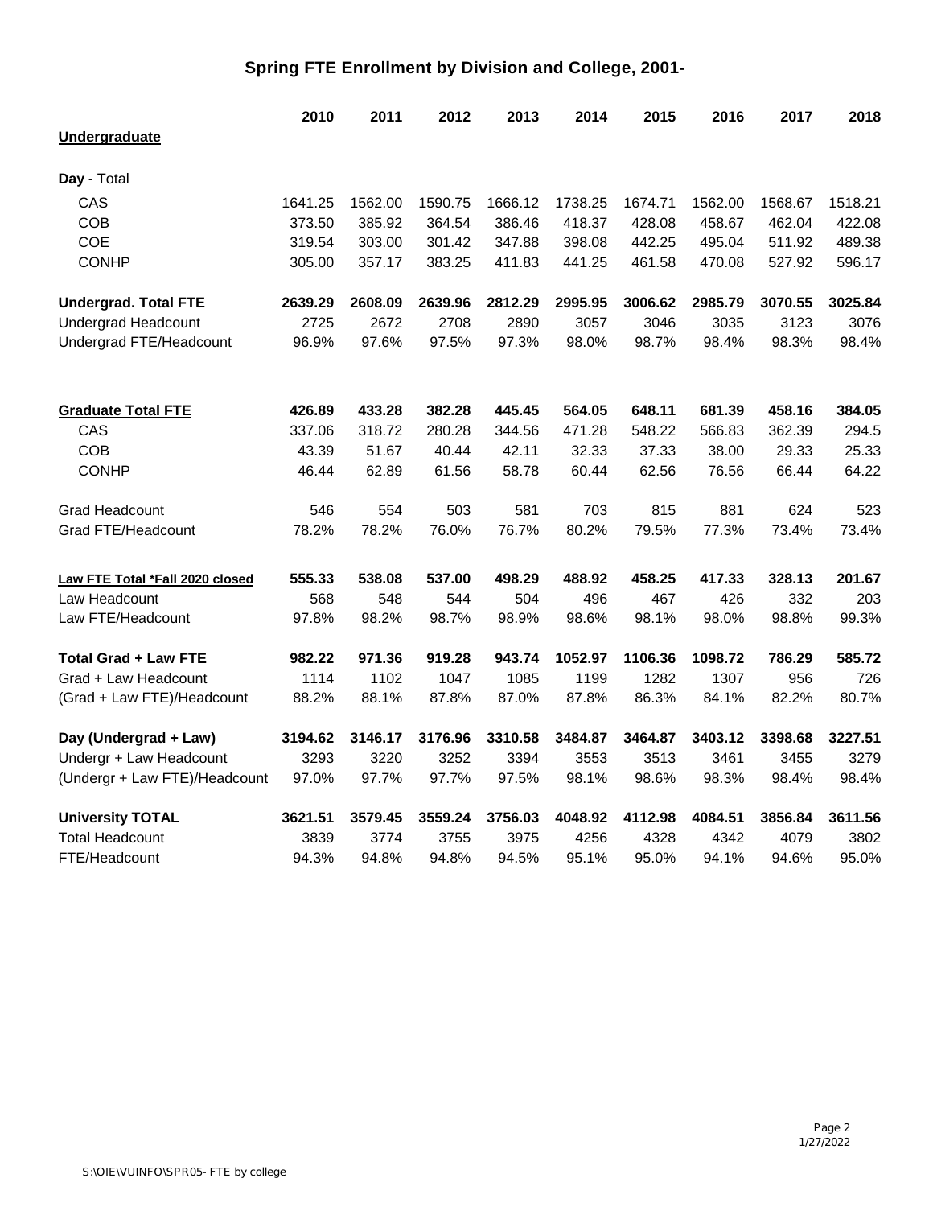# Spring FTE Enrollment by Division and College, 2001-

| | 2010 | 2011 | 2012 | 2013 | 2014 | 2015 | 2016 | 2017 | 2018 |
|---|---|---|---|---|---|---|---|---|---|
| **Undergraduate** | | | | | | | | | |
| **Day** - Total | | | | | | | | | |
| CAS | 1641.25 | 1562.00 | 1590.75 | 1666.12 | 1738.25 | 1674.71 | 1562.00 | 1568.67 | 1518.21 |
| COB | 373.50 | 385.92 | 364.54 | 386.46 | 418.37 | 428.08 | 458.67 | 462.04 | 422.08 |
| COE | 319.54 | 303.00 | 301.42 | 347.88 | 398.08 | 442.25 | 495.04 | 511.92 | 489.38 |
| CONHP | 305.00 | 357.17 | 383.25 | 411.83 | 441.25 | 461.58 | 470.08 | 527.92 | 596.17 |
| **Undergrad. Total FTE** | **2639.29** | **2608.09** | **2639.96** | **2812.29** | **2995.95** | **3006.62** | **2985.79** | **3070.55** | **3025.84** |
| Undergrad Headcount | 2725 | 2672 | 2708 | 2890 | 3057 | 3046 | 3035 | 3123 | 3076 |
| Undergrad FTE/Headcount | 96.9% | 97.6% | 97.5% | 97.3% | 98.0% | 98.7% | 98.4% | 98.3% | 98.4% |
| **Graduate Total FTE** | **426.89** | **433.28** | **382.28** | **445.45** | **564.05** | **648.11** | **681.39** | **458.16** | **384.05** |
| CAS | 337.06 | 318.72 | 280.28 | 344.56 | 471.28 | 548.22 | 566.83 | 362.39 | 294.5 |
| COB | 43.39 | 51.67 | 40.44 | 42.11 | 32.33 | 37.33 | 38.00 | 29.33 | 25.33 |
| CONHP | 46.44 | 62.89 | 61.56 | 58.78 | 60.44 | 62.56 | 76.56 | 66.44 | 64.22 |
| Grad Headcount | 546 | 554 | 503 | 581 | 703 | 815 | 881 | 624 | 523 |
| Grad FTE/Headcount | 78.2% | 78.2% | 76.0% | 76.7% | 80.2% | 79.5% | 77.3% | 73.4% | 73.4% |
| **Law FTE Total *Fall 2020 closed** | **555.33** | **538.08** | **537.00** | **498.29** | **488.92** | **458.25** | **417.33** | **328.13** | **201.67** |
| Law Headcount | 568 | 548 | 544 | 504 | 496 | 467 | 426 | 332 | 203 |
| Law FTE/Headcount | 97.8% | 98.2% | 98.7% | 98.9% | 98.6% | 98.1% | 98.0% | 98.8% | 99.3% |
| **Total Grad + Law FTE** | **982.22** | **971.36** | **919.28** | **943.74** | **1052.97** | **1106.36** | **1098.72** | **786.29** | **585.72** |
| Grad + Law Headcount | 1114 | 1102 | 1047 | 1085 | 1199 | 1282 | 1307 | 956 | 726 |
| (Grad + Law FTE)/Headcount | 88.2% | 88.1% | 87.8% | 87.0% | 87.8% | 86.3% | 84.1% | 82.2% | 80.7% |
| **Day (Undergrad + Law)** | **3194.62** | **3146.17** | **3176.96** | **3310.58** | **3484.87** | **3464.87** | **3403.12** | **3398.68** | **3227.51** |
| Undergr + Law Headcount | 3293 | 3220 | 3252 | 3394 | 3553 | 3513 | 3461 | 3455 | 3279 |
| (Undergr + Law FTE)/Headcount | 97.0% | 97.7% | 97.7% | 97.5% | 98.1% | 98.6% | 98.3% | 98.4% | 98.4% |
| **University TOTAL** | **3621.51** | **3579.45** | **3559.24** | **3756.03** | **4048.92** | **4112.98** | **4084.51** | **3856.84** | **3611.56** |
| Total Headcount | 3839 | 3774 | 3755 | 3975 | 4256 | 4328 | 4342 | 4079 | 3802 |
| FTE/Headcount | 94.3% | 94.8% | 94.8% | 94.5% | 95.1% | 95.0% | 94.1% | 94.6% | 95.0% |

1/27/2022

S:\OIE\VUINFO\SPR05- FTE by college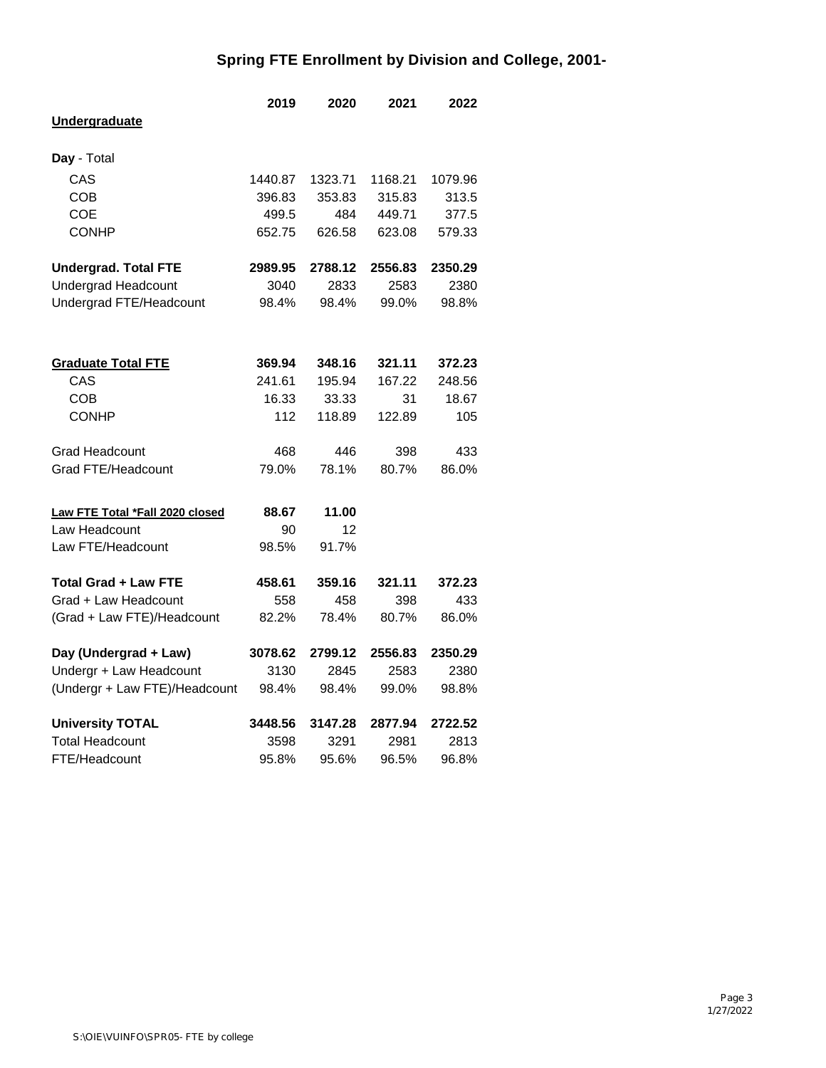## Spring FTE Enrollment by Division and College, 2001-

| | 2019 | 2020 | 2021 | 2022 |
|---|---|---|---|---|
| **Undergraduate** | | | | |
| **Day** - Total | | | | |
| CAS | 1440.87 | 1323.71 | 1168.21 | 1079.96 |
| COB | 396.83 | 353.83 | 315.83 | 313.5 |
| COE | 499.5 | 484 | 449.71 | 377.5 |
| CONHP | 652.75 | 626.58 | 623.08 | 579.33 |
| **Undergrad. Total FTE** | **2989.95** | **2788.12** | **2556.83** | **2350.29** |
| Undergrad Headcount | 3040 | 2833 | 2583 | 2380 |
| Undergrad FTE/Headcount | 98.4% | 98.4% | 99.0% | 98.8% |
| **Graduate Total FTE** | **369.94** | **348.16** | **321.11** | **372.23** |
| CAS | 241.61 | 195.94 | 167.22 | 248.56 |
| COB | 16.33 | 33.33 | 31 | 18.67 |
| CONHP | 112 | 118.89 | 122.89 | 105 |
| Grad Headcount | 468 | 446 | 398 | 433 |
| Grad FTE/Headcount | 79.0% | 78.1% | 80.7% | 86.0% |
| **Law FTE Total *Fall 2020 closed** | **88.67** | **11.00** | | |
| Law Headcount | 90 | 12 | | |
| Law FTE/Headcount | 98.5% | 91.7% | | |
| **Total Grad + Law FTE** | **458.61** | **359.16** | **321.11** | **372.23** |
| Grad + Law Headcount | 558 | 458 | 398 | 433 |
| (Grad + Law FTE)/Headcount | 82.2% | 78.4% | 80.7% | 86.0% |
| **Day (Undergrad + Law)** | **3078.62** | **2799.12** | **2556.83** | **2350.29** |
| Undergr + Law Headcount | 3130 | 2845 | 2583 | 2380 |
| (Undergr + Law FTE)/Headcount | 98.4% | 98.4% | 99.0% | 98.8% |
| **University TOTAL** | **3448.56** | **3147.28** | **2877.94** | **2722.52** |
| Total Headcount | 3598 | 3291 | 2981 | 2813 |
| FTE/Headcount | 95.8% | 95.6% | 96.5% | 96.8% |

1/27/2022

S:\OIE\VUINFO\SPR05- FTE by college